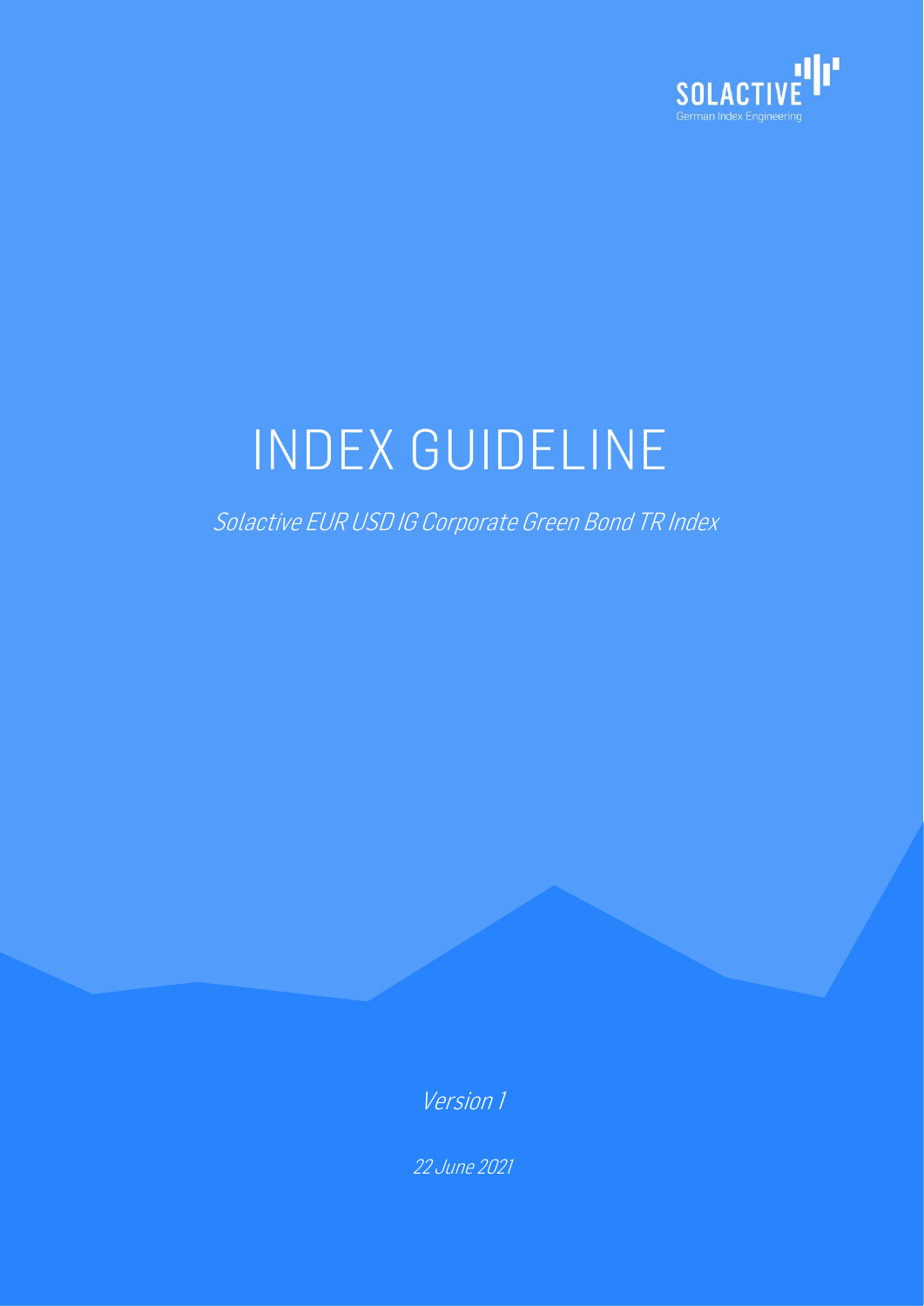SOLACTIVE

German Index Engineering

# INDEX GUIDELINE

*Solactive EUR USD IG Corporate Green Bond TR Index*

*Version 1*

*22 June 2021*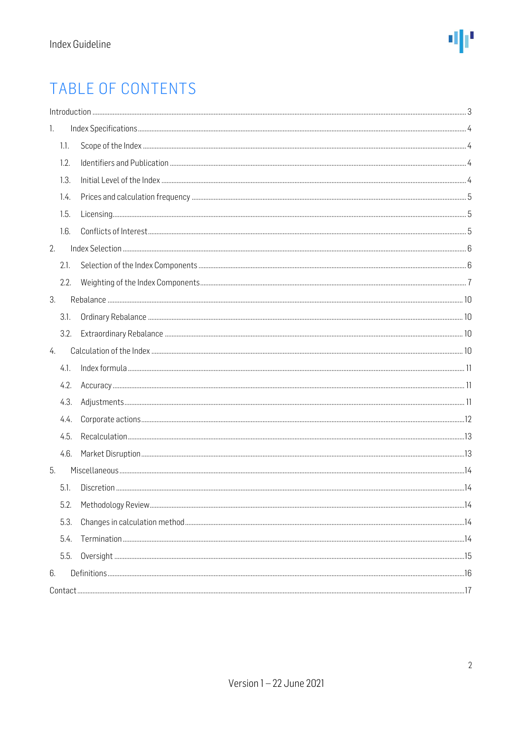# TABLE OF CONTENTS

Introduction ..... 3

1. Index Specifications ..... 4
   - 1.1. Scope of the Index ..... 4
   - 1.2. Identifiers and Publication ..... 4
   - 1.3. Initial Level of the Index ..... 4
   - 1.4. Prices and calculation frequency ..... 5
   - 1.5. Licensing ..... 5
   - 1.6. Conflicts of Interest ..... 5
2. Index Selection ..... 6
   - 2.1. Selection of the Index Components ..... 6
   - 2.2. Weighting of the Index Components ..... 7
3. Rebalance ..... 10
   - 3.1. Ordinary Rebalance ..... 10
   - 3.2. Extraordinary Rebalance ..... 10
4. Calculation of the Index ..... 10
   - 4.1. Index formula ..... 11
   - 4.2. Accuracy ..... 11
   - 4.3. Adjustments ..... 11
   - 4.4. Corporate actions ..... 12
   - 4.5. Recalculation ..... 13
   - 4.6. Market Disruption ..... 13
5. Miscellaneous ..... 14
   - 5.1. Discretion ..... 14
   - 5.2. Methodology Review ..... 14
   - 5.3. Changes in calculation method ..... 14
   - 5.4. Termination ..... 14
   - 5.5. Oversight ..... 15
6. Definitions ..... 16

Contact ..... 17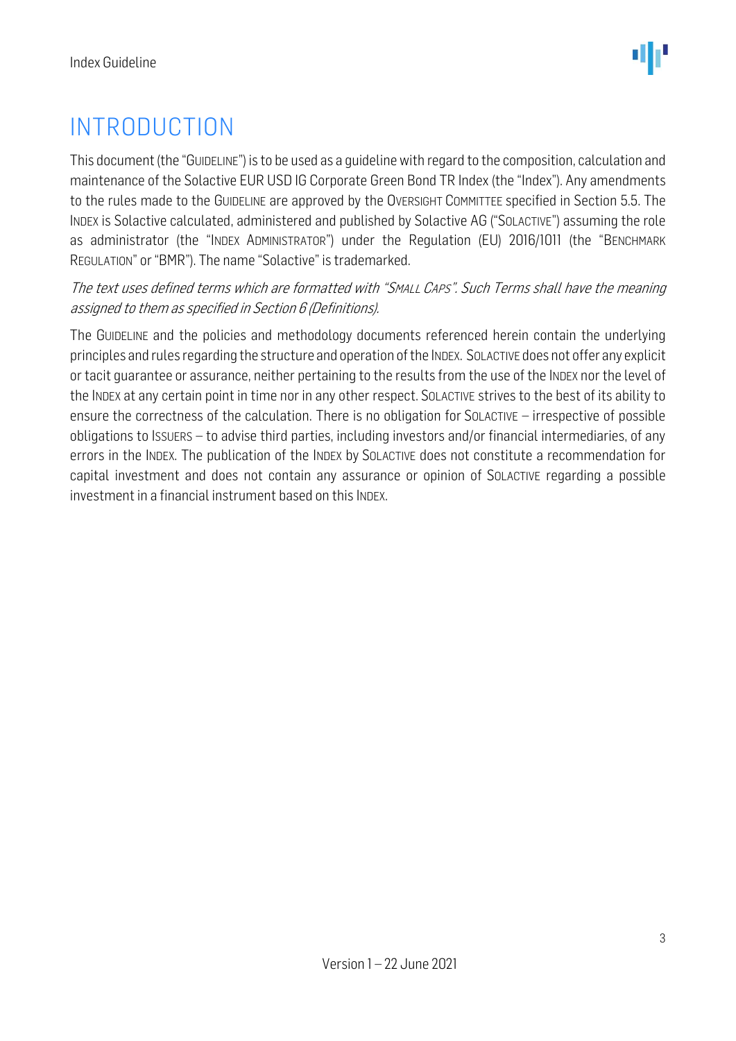# INTRODUCTION

This document (the "GUIDELINE") is to be used as a guideline with regard to the composition, calculation and maintenance of the Solactive EUR USD IG Corporate Green Bond TR Index (the "Index"). Any amendments to the rules made to the GUIDELINE are approved by the OVERSIGHT COMMITTEE specified in Section 5.5. The INDEX is Solactive calculated, administered and published by Solactive AG ("SOLACTIVE") assuming the role as administrator (the "INDEX ADMINISTRATOR") under the Regulation (EU) 2016/1011 (the "BENCHMARK REGULATION" or "BMR"). The name "Solactive" is trademarked.

*The text uses defined terms which are formatted with "SMALL CAPS". Such Terms shall have the meaning assigned to them as specified in Section 6 (Definitions).*

The GUIDELINE and the policies and methodology documents referenced herein contain the underlying principles and rules regarding the structure and operation of the INDEX. SOLACTIVE does not offer any explicit or tacit guarantee or assurance, neither pertaining to the results from the use of the INDEX nor the level of the INDEX at any certain point in time nor in any other respect. SOLACTIVE strives to the best of its ability to ensure the correctness of the calculation. There is no obligation for SOLACTIVE – irrespective of possible obligations to ISSUERS – to advise third parties, including investors and/or financial intermediaries, of any errors in the INDEX. The publication of the INDEX by SOLACTIVE does not constitute a recommendation for capital investment and does not contain any assurance or opinion of SOLACTIVE regarding a possible investment in a financial instrument based on this INDEX.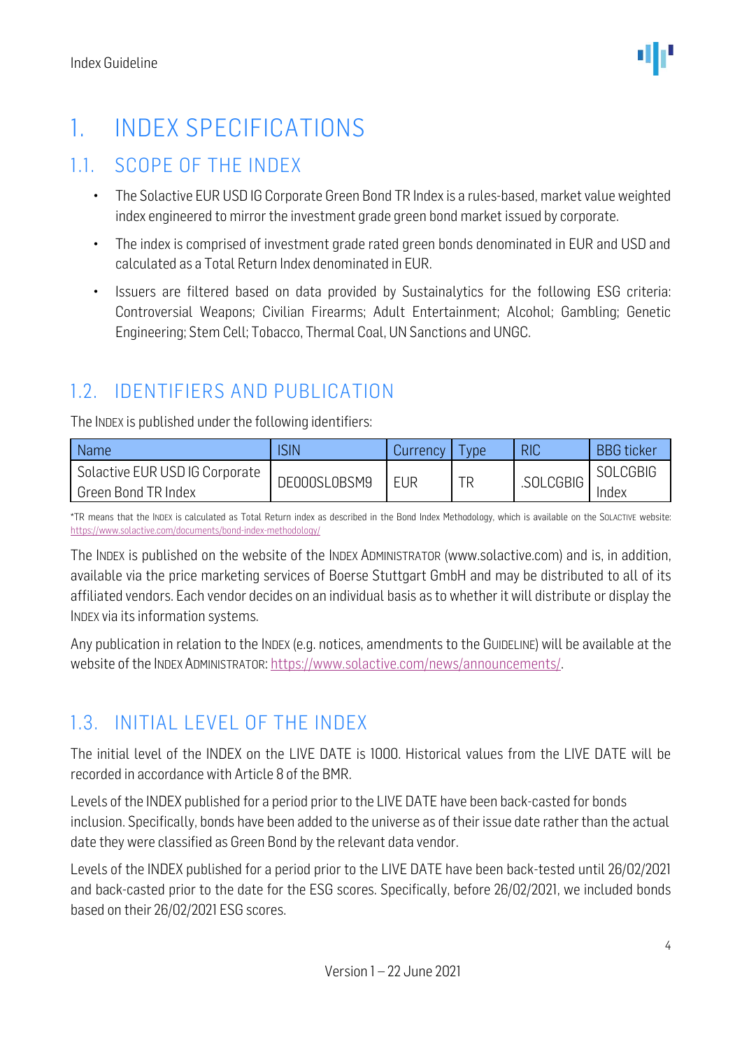# 1. INDEX SPECIFICATIONS

## 1.1. SCOPE OF THE INDEX

- The Solactive EUR USD IG Corporate Green Bond TR Index is a rules-based, market value weighted index engineered to mirror the investment grade green bond market issued by corporate.
- The index is comprised of investment grade rated green bonds denominated in EUR and USD and calculated as a Total Return Index denominated in EUR.
- Issuers are filtered based on data provided by Sustainalytics for the following ESG criteria: Controversial Weapons; Civilian Firearms; Adult Entertainment; Alcohol; Gambling; Genetic Engineering; Stem Cell; Tobacco, Thermal Coal, UN Sanctions and UNGC.

## 1.2. IDENTIFIERS AND PUBLICATION

The INDEX is published under the following identifiers:

| Name | ISIN | Currency | Type | RIC | BBG ticker |
|---|---|---|---|---|---|
| Solactive EUR USD IG Corporate Green Bond TR Index | DE000SL0BSM9 | EUR | TR | .SOLCGBIG | SOLCGBIG Index |

*TR means that the INDEX is calculated as Total Return index as described in the Bond Index Methodology, which is available on the SOLACTIVE website: https://www.solactive.com/documents/bond-index-methodology/

The INDEX is published on the website of the INDEX ADMINISTRATOR (www.solactive.com) and is, in addition, available via the price marketing services of Boerse Stuttgart GmbH and may be distributed to all of its affiliated vendors. Each vendor decides on an individual basis as to whether it will distribute or display the INDEX via its information systems.

Any publication in relation to the INDEX (e.g. notices, amendments to the GUIDELINE) will be available at the website of the INDEX ADMINISTRATOR: https://www.solactive.com/news/announcements/.

## 1.3. INITIAL LEVEL OF THE INDEX

The initial level of the INDEX on the LIVE DATE is 1000. Historical values from the LIVE DATE will be recorded in accordance with Article 8 of the BMR.

Levels of the INDEX published for a period prior to the LIVE DATE have been back-casted for bonds inclusion. Specifically, bonds have been added to the universe as of their issue date rather than the actual date they were classified as Green Bond by the relevant data vendor.

Levels of the INDEX published for a period prior to the LIVE DATE have been back-tested until 26/02/2021 and back-casted prior to the date for the ESG scores. Specifically, before 26/02/2021, we included bonds based on their 26/02/2021 ESG scores.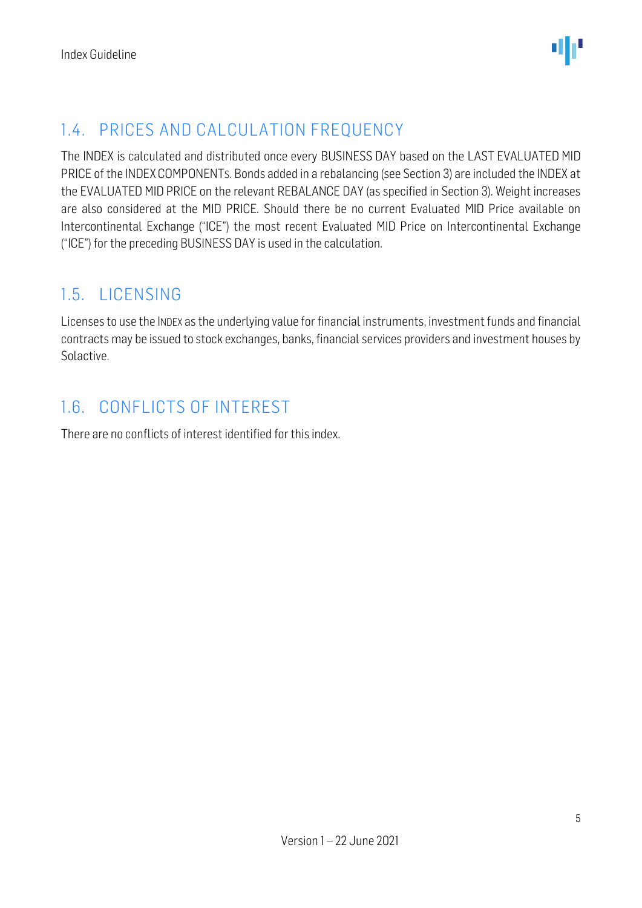## 1.4. PRICES AND CALCULATION FREQUENCY

The INDEX is calculated and distributed once every BUSINESS DAY based on the LAST EVALUATED MID PRICE of the INDEX COMPONENTS. Bonds added in a rebalancing (see Section 3) are included the INDEX at the EVALUATED MID PRICE on the relevant REBALANCE DAY (as specified in Section 3). Weight increases are also considered at the MID PRICE. Should there be no current Evaluated MID Price available on Intercontinental Exchange ("ICE") the most recent Evaluated MID Price on Intercontinental Exchange ("ICE") for the preceding BUSINESS DAY is used in the calculation.

## 1.5. LICENSING

Licenses to use the INDEX as the underlying value for financial instruments, investment funds and financial contracts may be issued to stock exchanges, banks, financial services providers and investment houses by Solactive.

## 1.6. CONFLICTS OF INTEREST

There are no conflicts of interest identified for this index.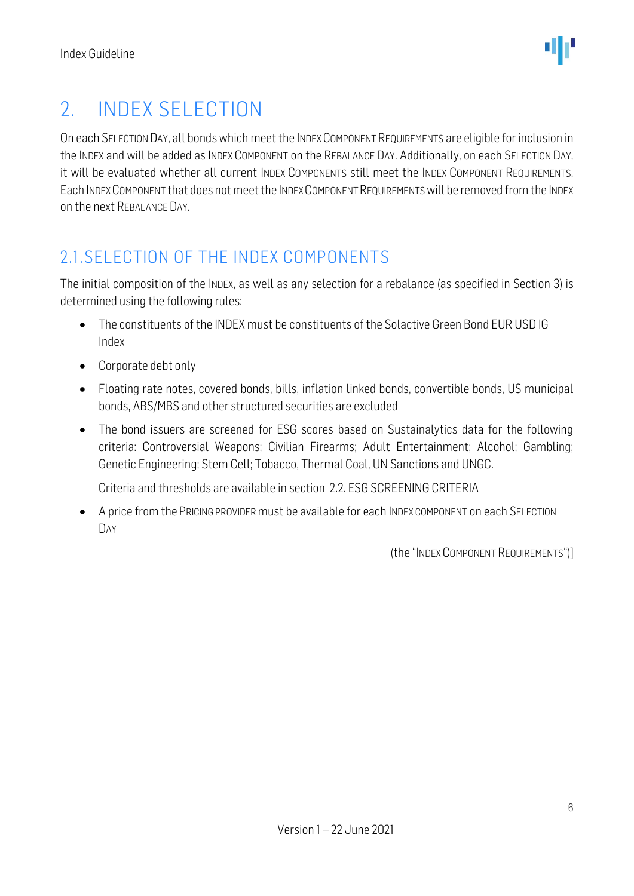# 2. INDEX SELECTION

On each SELECTION DAY, all bonds which meet the INDEX COMPONENT REQUIREMENTS are eligible for inclusion in the INDEX and will be added as INDEX COMPONENT on the REBALANCE DAY. Additionally, on each SELECTION DAY, it will be evaluated whether all current INDEX COMPONENTS still meet the INDEX COMPONENT REQUIREMENTS. Each INDEX COMPONENT that does not meet the INDEX COMPONENT REQUIREMENTS will be removed from the INDEX on the next REBALANCE DAY.

## 2.1. SELECTION OF THE INDEX COMPONENTS

The initial composition of the INDEX, as well as any selection for a rebalance (as specified in Section 3) is determined using the following rules:

- The constituents of the INDEX must be constituents of the Solactive Green Bond EUR USD IG Index
- Corporate debt only
- Floating rate notes, covered bonds, bills, inflation linked bonds, convertible bonds, US municipal bonds, ABS/MBS and other structured securities are excluded
- The bond issuers are screened for ESG scores based on Sustainalytics data for the following criteria: Controversial Weapons; Civilian Firearms; Adult Entertainment; Alcohol; Gambling; Genetic Engineering; Stem Cell; Tobacco, Thermal Coal, UN Sanctions and UNGC.

  Criteria and thresholds are available in section 2.2. ESG SCREENING CRITERIA
- A price from the PRICING PROVIDER must be available for each INDEX COMPONENT on each SELECTION DAY

(the "INDEX COMPONENT REQUIREMENTS")]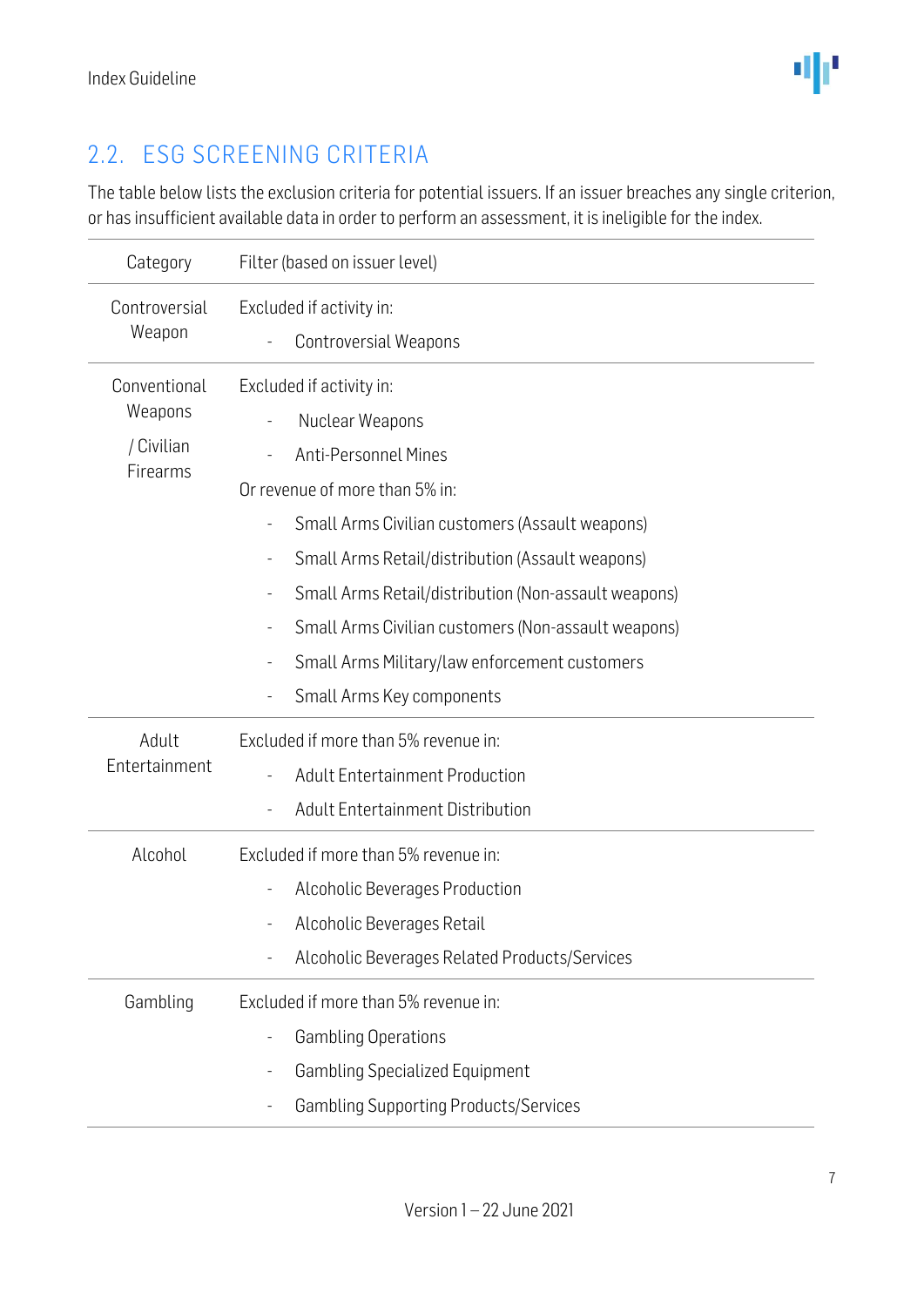## 2.2. ESG SCREENING CRITERIA

The table below lists the exclusion criteria for potential issuers. If an issuer breaches any single criterion, or has insufficient available data in order to perform an assessment, it is ineligible for the index.

| Category | Filter (based on issuer level) |
|---|---|
| Controversial Weapon | Excluded if activity in:<br>- Controversial Weapons |
| Conventional Weapons / Civilian Firearms | Excluded if activity in:<br>- Nuclear Weapons<br>- Anti-Personnel Mines<br>Or revenue of more than 5% in:<br>- Small Arms Civilian customers (Assault weapons)<br>- Small Arms Retail/distribution (Assault weapons)<br>- Small Arms Retail/distribution (Non-assault weapons)<br>- Small Arms Civilian customers (Non-assault weapons)<br>- Small Arms Military/law enforcement customers<br>- Small Arms Key components |
| Adult Entertainment | Excluded if more than 5% revenue in:<br>- Adult Entertainment Production<br>- Adult Entertainment Distribution |
| Alcohol | Excluded if more than 5% revenue in:<br>- Alcoholic Beverages Production<br>- Alcoholic Beverages Retail<br>- Alcoholic Beverages Related Products/Services |
| Gambling | Excluded if more than 5% revenue in:<br>- Gambling Operations<br>- Gambling Specialized Equipment<br>- Gambling Supporting Products/Services |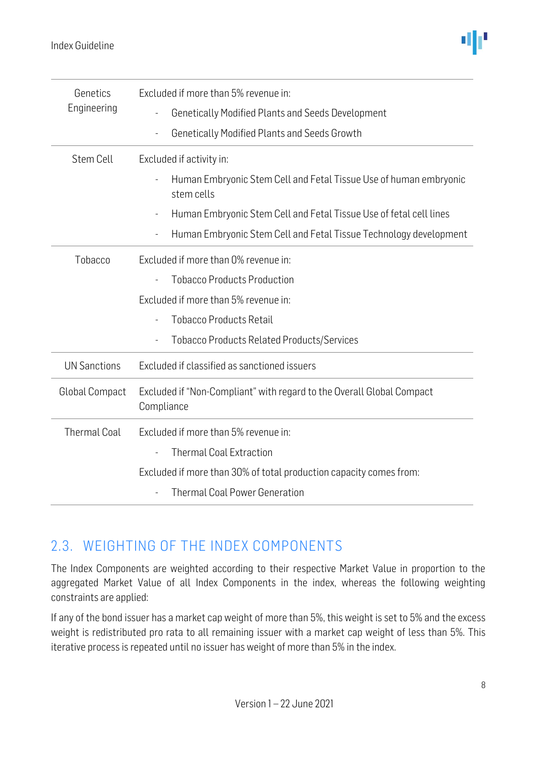| | |
|---|---|
| Genetics Engineering | Excluded if more than 5% revenue in:<br>- Genetically Modified Plants and Seeds Development<br>- Genetically Modified Plants and Seeds Growth |
| Stem Cell | Excluded if activity in:<br>- Human Embryonic Stem Cell and Fetal Tissue Use of human embryonic stem cells<br>- Human Embryonic Stem Cell and Fetal Tissue Use of fetal cell lines<br>- Human Embryonic Stem Cell and Fetal Tissue Technology development |
| Tobacco | Excluded if more than 0% revenue in:<br>- Tobacco Products Production<br>Excluded if more than 5% revenue in:<br>- Tobacco Products Retail<br>- Tobacco Products Related Products/Services |
| UN Sanctions | Excluded if classified as sanctioned issuers |
| Global Compact | Excluded if "Non-Compliant" with regard to the Overall Global Compact Compliance |
| Thermal Coal | Excluded if more than 5% revenue in:<br>- Thermal Coal Extraction<br>Excluded if more than 30% of total production capacity comes from:<br>- Thermal Coal Power Generation |

## 2.3. WEIGHTING OF THE INDEX COMPONENTS

The Index Components are weighted according to their respective Market Value in proportion to the aggregated Market Value of all Index Components in the index, whereas the following weighting constraints are applied:

If any of the bond issuer has a market cap weight of more than 5%, this weight is set to 5% and the excess weight is redistributed pro rata to all remaining issuer with a market cap weight of less than 5%. This iterative process is repeated until no issuer has weight of more than 5% in the index.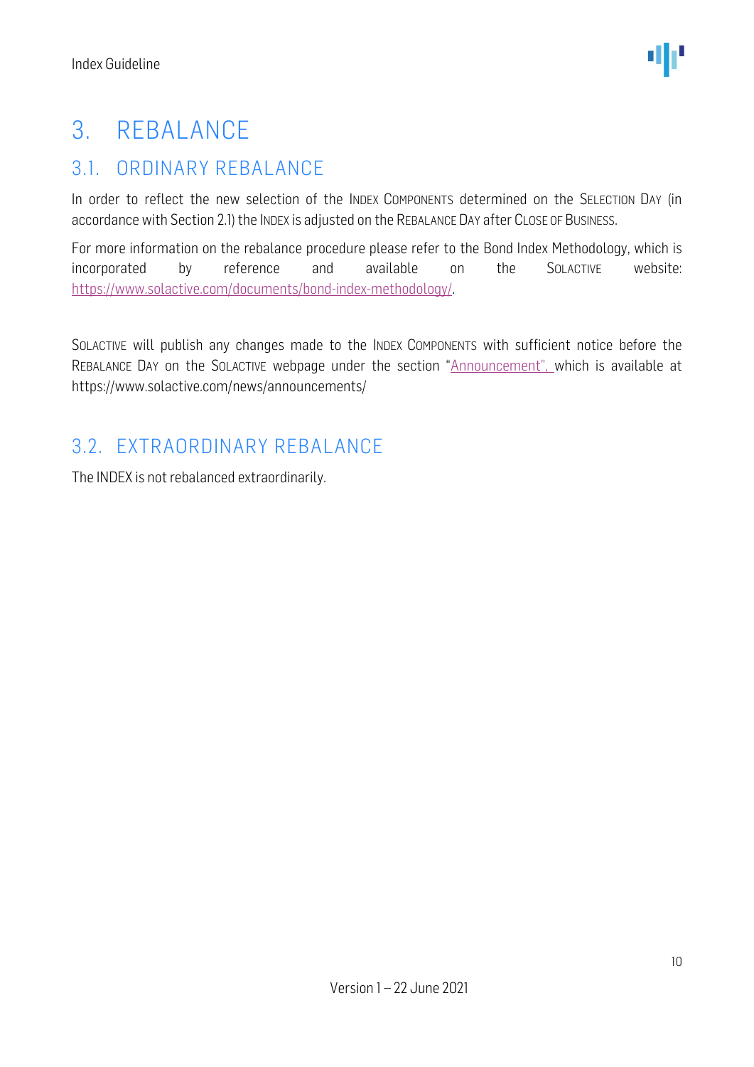# 3. REBALANCE

## 3.1. ORDINARY REBALANCE

In order to reflect the new selection of the INDEX COMPONENTS determined on the SELECTION DAY (in accordance with Section 2.1) the INDEX is adjusted on the REBALANCE DAY after CLOSE OF BUSINESS.

For more information on the rebalance procedure please refer to the Bond Index Methodology, which is incorporated by reference and available on the SOLACTIVE website: https://www.solactive.com/documents/bond-index-methodology/.

SOLACTIVE will publish any changes made to the INDEX COMPONENTS with sufficient notice before the REBALANCE DAY on the SOLACTIVE webpage under the section "Announcement", which is available at https://www.solactive.com/news/announcements/

## 3.2. EXTRAORDINARY REBALANCE

The INDEX is not rebalanced extraordinarily.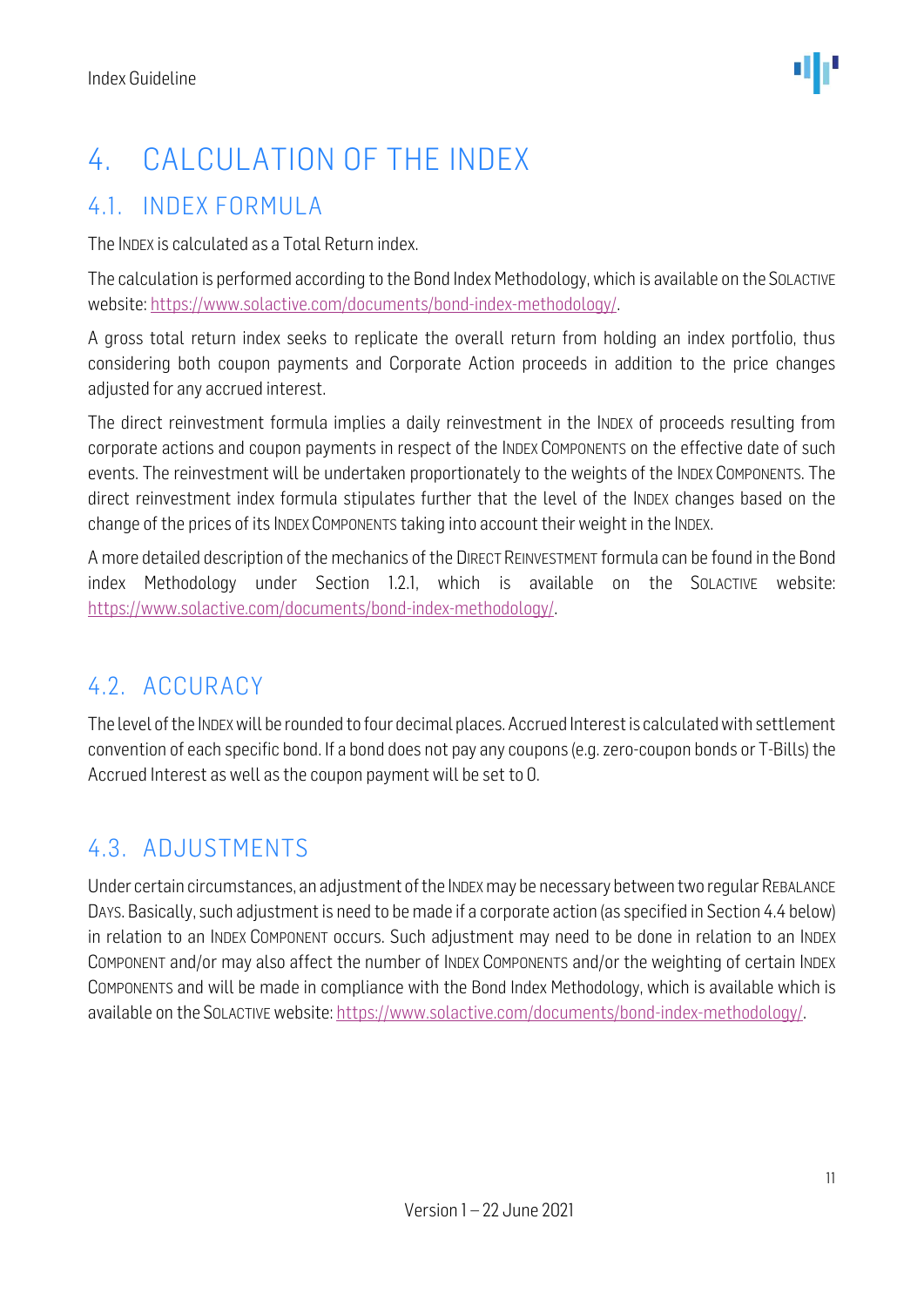# 4. CALCULATION OF THE INDEX

## 4.1. INDEX FORMULA

The INDEX is calculated as a Total Return index.

The calculation is performed according to the Bond Index Methodology, which is available on the SOLACTIVE website: https://www.solactive.com/documents/bond-index-methodology/.

A gross total return index seeks to replicate the overall return from holding an index portfolio, thus considering both coupon payments and Corporate Action proceeds in addition to the price changes adjusted for any accrued interest.

The direct reinvestment formula implies a daily reinvestment in the INDEX of proceeds resulting from corporate actions and coupon payments in respect of the INDEX COMPONENTS on the effective date of such events. The reinvestment will be undertaken proportionately to the weights of the INDEX COMPONENTS. The direct reinvestment index formula stipulates further that the level of the INDEX changes based on the change of the prices of its INDEX COMPONENTS taking into account their weight in the INDEX.

A more detailed description of the mechanics of the DIRECT REINVESTMENT formula can be found in the Bond index Methodology under Section 1.2.1, which is available on the SOLACTIVE website: https://www.solactive.com/documents/bond-index-methodology/.

## 4.2. ACCURACY

The level of the INDEX will be rounded to four decimal places. Accrued Interest is calculated with settlement convention of each specific bond. If a bond does not pay any coupons (e.g. zero-coupon bonds or T-Bills) the Accrued Interest as well as the coupon payment will be set to 0.

## 4.3. ADJUSTMENTS

Under certain circumstances, an adjustment of the INDEX may be necessary between two regular REBALANCE DAYS. Basically, such adjustment is need to be made if a corporate action (as specified in Section 4.4 below) in relation to an INDEX COMPONENT occurs. Such adjustment may need to be done in relation to an INDEX COMPONENT and/or may also affect the number of INDEX COMPONENTS and/or the weighting of certain INDEX COMPONENTS and will be made in compliance with the Bond Index Methodology, which is available which is available on the SOLACTIVE website: https://www.solactive.com/documents/bond-index-methodology/.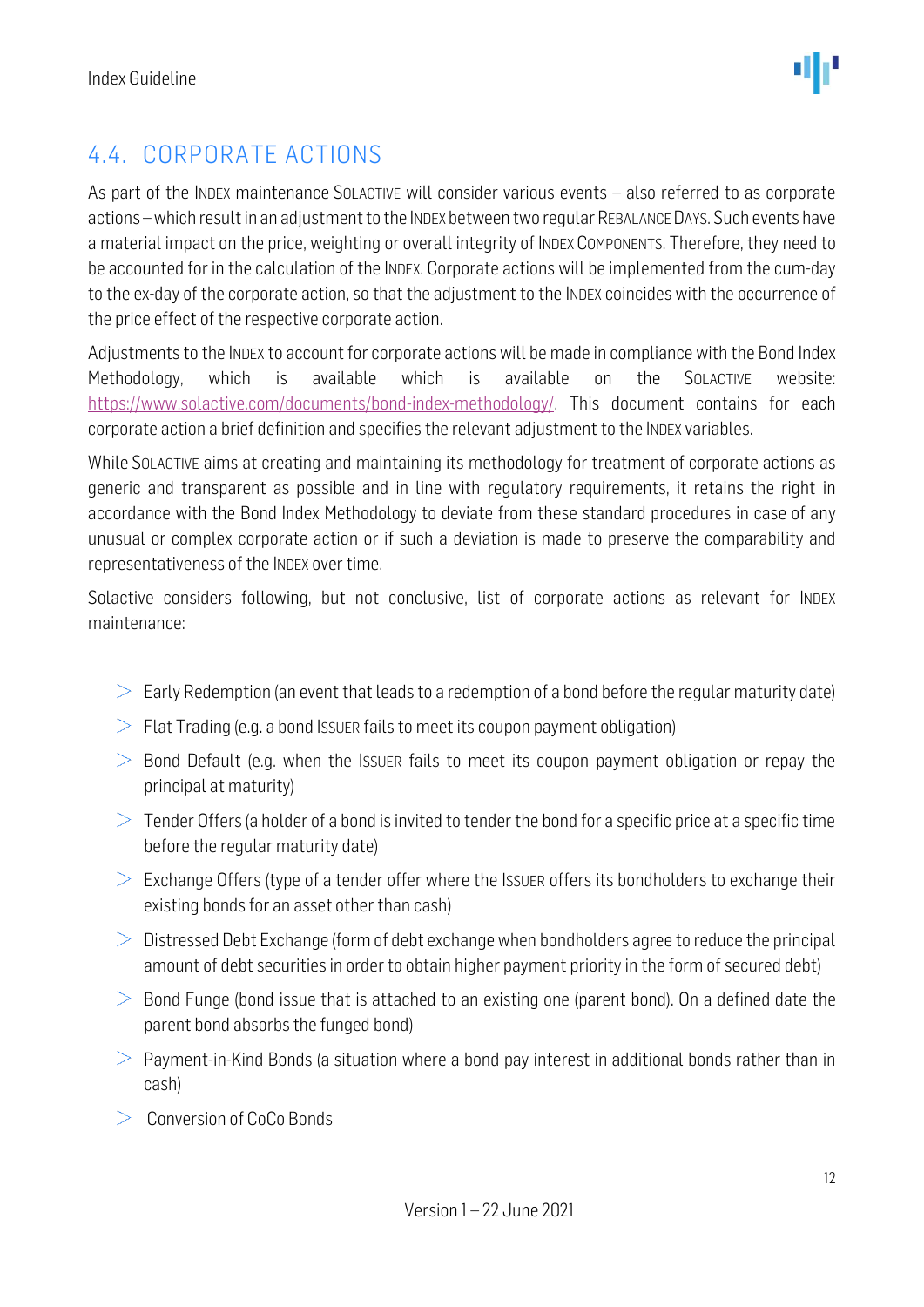## 4.4. CORPORATE ACTIONS

As part of the INDEX maintenance SOLACTIVE will consider various events – also referred to as corporate actions – which result in an adjustment to the INDEX between two regular REBALANCE DAYS. Such events have a material impact on the price, weighting or overall integrity of INDEX COMPONENTS. Therefore, they need to be accounted for in the calculation of the INDEX. Corporate actions will be implemented from the cum-day to the ex-day of the corporate action, so that the adjustment to the INDEX coincides with the occurrence of the price effect of the respective corporate action.

Adjustments to the INDEX to account for corporate actions will be made in compliance with the Bond Index Methodology, which is available which is available on the SOLACTIVE website: https://www.solactive.com/documents/bond-index-methodology/. This document contains for each corporate action a brief definition and specifies the relevant adjustment to the INDEX variables.

While SOLACTIVE aims at creating and maintaining its methodology for treatment of corporate actions as generic and transparent as possible and in line with regulatory requirements, it retains the right in accordance with the Bond Index Methodology to deviate from these standard procedures in case of any unusual or complex corporate action or if such a deviation is made to preserve the comparability and representativeness of the INDEX over time.

Solactive considers following, but not conclusive, list of corporate actions as relevant for INDEX maintenance:

- Early Redemption (an event that leads to a redemption of a bond before the regular maturity date)
- Flat Trading (e.g. a bond ISSUER fails to meet its coupon payment obligation)
- Bond Default (e.g. when the ISSUER fails to meet its coupon payment obligation or repay the principal at maturity)
- Tender Offers (a holder of a bond is invited to tender the bond for a specific price at a specific time before the regular maturity date)
- Exchange Offers (type of a tender offer where the ISSUER offers its bondholders to exchange their existing bonds for an asset other than cash)
- Distressed Debt Exchange (form of debt exchange when bondholders agree to reduce the principal amount of debt securities in order to obtain higher payment priority in the form of secured debt)
- Bond Funge (bond issue that is attached to an existing one (parent bond). On a defined date the parent bond absorbs the funged bond)
- Payment-in-Kind Bonds (a situation where a bond pay interest in additional bonds rather than in cash)
- Conversion of CoCo Bonds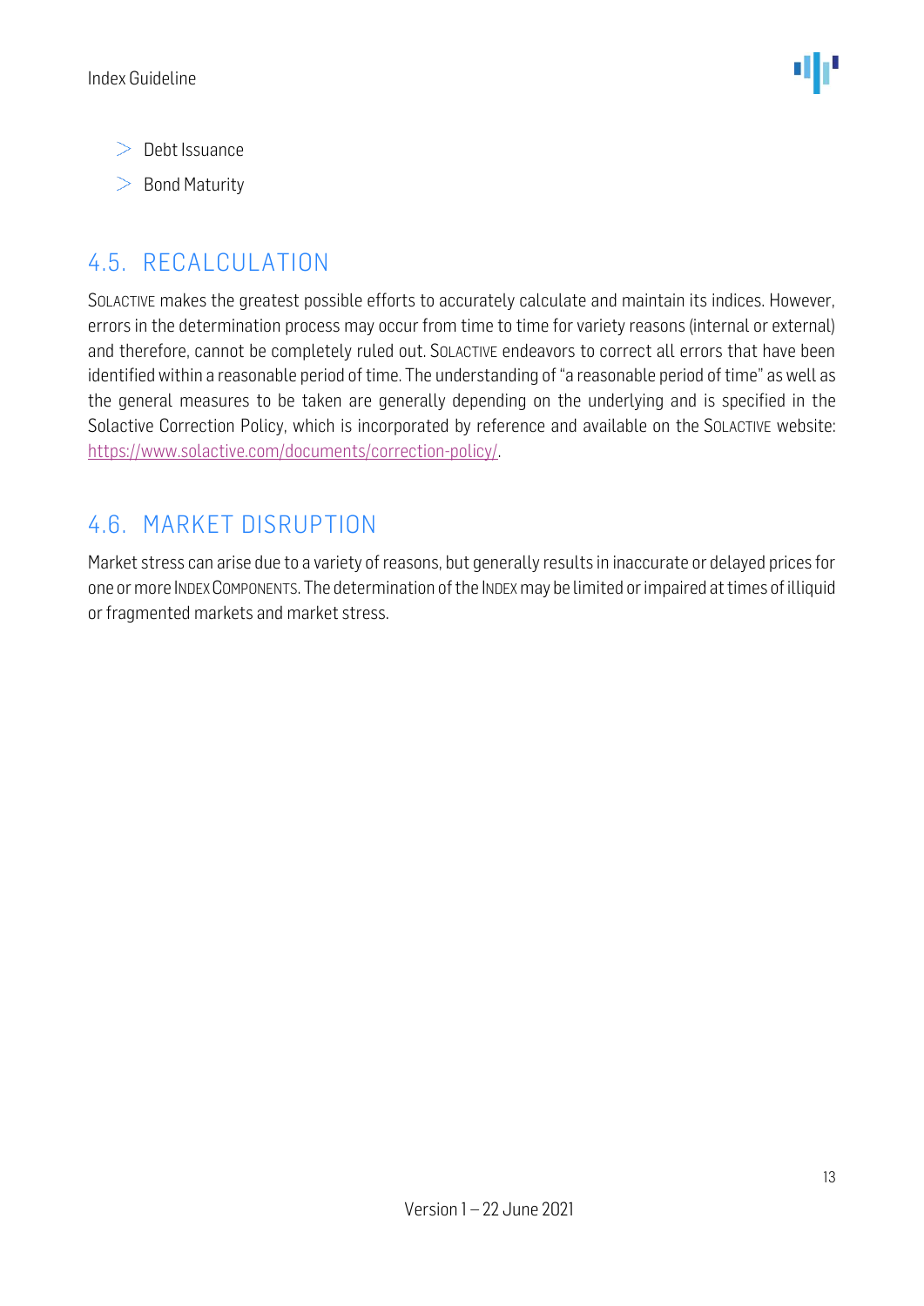- Debt Issuance
- Bond Maturity

## 4.5. RECALCULATION

SOLACTIVE makes the greatest possible efforts to accurately calculate and maintain its indices. However, errors in the determination process may occur from time to time for variety reasons (internal or external) and therefore, cannot be completely ruled out. SOLACTIVE endeavors to correct all errors that have been identified within a reasonable period of time. The understanding of "a reasonable period of time" as well as the general measures to be taken are generally depending on the underlying and is specified in the Solactive Correction Policy, which is incorporated by reference and available on the SOLACTIVE website: [https://www.solactive.com/documents/correction-policy/](https://www.solactive.com/documents/correction-policy/).

## 4.6. MARKET DISRUPTION

Market stress can arise due to a variety of reasons, but generally results in inaccurate or delayed prices for one or more INDEX COMPONENTS. The determination of the INDEX may be limited or impaired at times of illiquid or fragmented markets and market stress.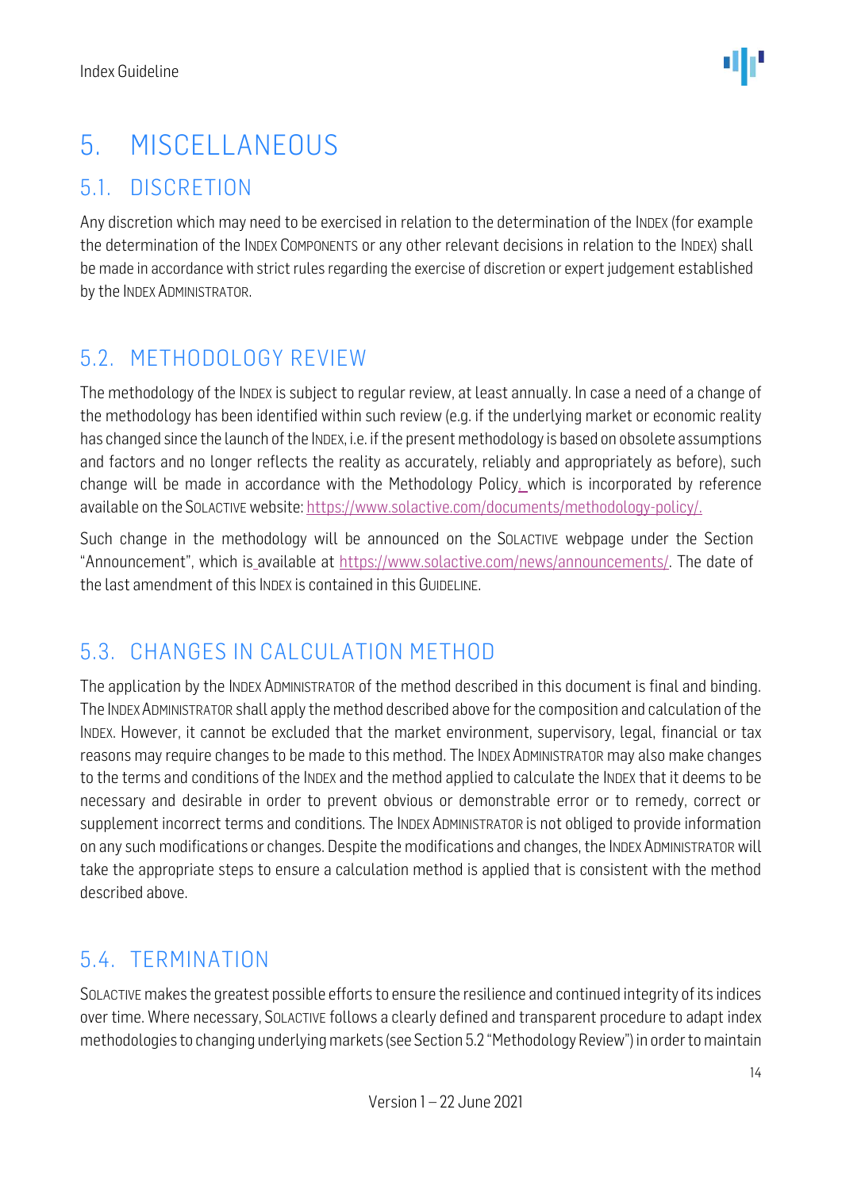# 5. MISCELLANEOUS

## 5.1. DISCRETION

Any discretion which may need to be exercised in relation to the determination of the INDEX (for example the determination of the INDEX COMPONENTS or any other relevant decisions in relation to the INDEX) shall be made in accordance with strict rules regarding the exercise of discretion or expert judgement established by the INDEX ADMINISTRATOR.

## 5.2. METHODOLOGY REVIEW

The methodology of the INDEX is subject to regular review, at least annually. In case a need of a change of the methodology has been identified within such review (e.g. if the underlying market or economic reality has changed since the launch of the INDEX, i.e. if the present methodology is based on obsolete assumptions and factors and no longer reflects the reality as accurately, reliably and appropriately as before), such change will be made in accordance with the Methodology Policy, which is incorporated by reference available on the SOLACTIVE website: https://www.solactive.com/documents/methodology-policy/.

Such change in the methodology will be announced on the SOLACTIVE webpage under the Section "Announcement", which is available at https://www.solactive.com/news/announcements/. The date of the last amendment of this INDEX is contained in this GUIDELINE.

## 5.3. CHANGES IN CALCULATION METHOD

The application by the INDEX ADMINISTRATOR of the method described in this document is final and binding. The INDEX ADMINISTRATOR shall apply the method described above for the composition and calculation of the INDEX. However, it cannot be excluded that the market environment, supervisory, legal, financial or tax reasons may require changes to be made to this method. The INDEX ADMINISTRATOR may also make changes to the terms and conditions of the INDEX and the method applied to calculate the INDEX that it deems to be necessary and desirable in order to prevent obvious or demonstrable error or to remedy, correct or supplement incorrect terms and conditions. The INDEX ADMINISTRATOR is not obliged to provide information on any such modifications or changes. Despite the modifications and changes, the INDEX ADMINISTRATOR will take the appropriate steps to ensure a calculation method is applied that is consistent with the method described above.

## 5.4. TERMINATION

SOLACTIVE makes the greatest possible efforts to ensure the resilience and continued integrity of its indices over time. Where necessary, SOLACTIVE follows a clearly defined and transparent procedure to adapt index methodologies to changing underlying markets (see Section 5.2 "Methodology Review") in order to maintain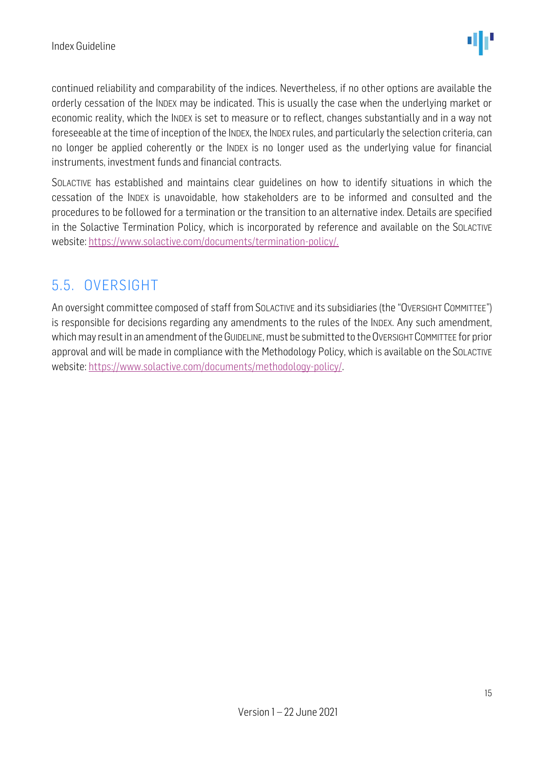continued reliability and comparability of the indices. Nevertheless, if no other options are available the orderly cessation of the INDEX may be indicated. This is usually the case when the underlying market or economic reality, which the INDEX is set to measure or to reflect, changes substantially and in a way not foreseeable at the time of inception of the INDEX, the INDEX rules, and particularly the selection criteria, can no longer be applied coherently or the INDEX is no longer used as the underlying value for financial instruments, investment funds and financial contracts.

SOLACTIVE has established and maintains clear guidelines on how to identify situations in which the cessation of the INDEX is unavoidable, how stakeholders are to be informed and consulted and the procedures to be followed for a termination or the transition to an alternative index. Details are specified in the Solactive Termination Policy, which is incorporated by reference and available on the SOLACTIVE website: https://www.solactive.com/documents/termination-policy/.

## 5.5. OVERSIGHT

An oversight committee composed of staff from SOLACTIVE and its subsidiaries (the "OVERSIGHT COMMITTEE") is responsible for decisions regarding any amendments to the rules of the INDEX. Any such amendment, which may result in an amendment of the GUIDELINE, must be submitted to the OVERSIGHT COMMITTEE for prior approval and will be made in compliance with the Methodology Policy, which is available on the SOLACTIVE website: https://www.solactive.com/documents/methodology-policy/.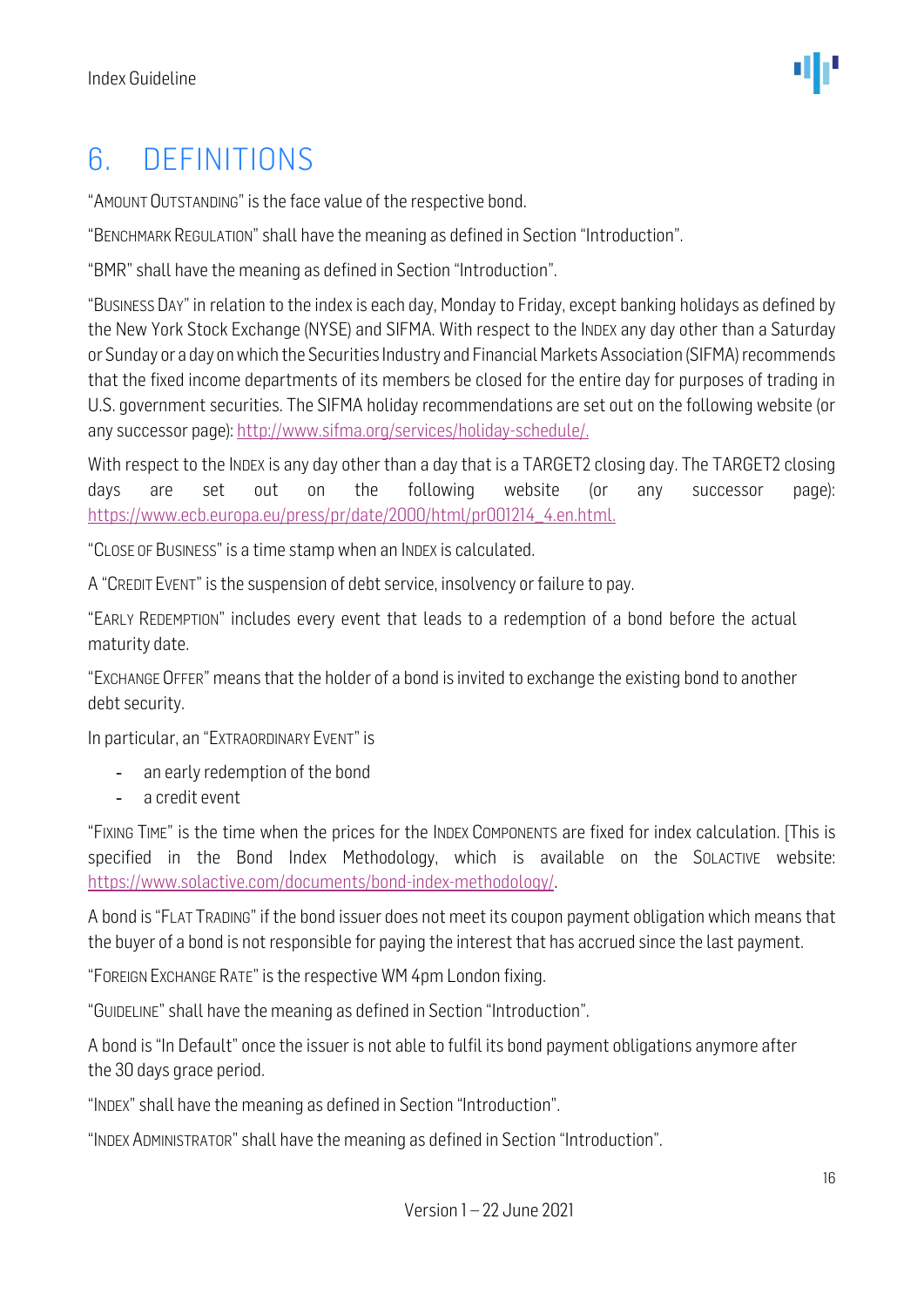# 6. DEFINITIONS

"AMOUNT OUTSTANDING" is the face value of the respective bond.

"BENCHMARK REGULATION" shall have the meaning as defined in Section "Introduction".

"BMR" shall have the meaning as defined in Section "Introduction".

"BUSINESS DAY" in relation to the index is each day, Monday to Friday, except banking holidays as defined by the New York Stock Exchange (NYSE) and SIFMA. With respect to the INDEX any day other than a Saturday or Sunday or a day on which the Securities Industry and Financial Markets Association (SIFMA) recommends that the fixed income departments of its members be closed for the entire day for purposes of trading in U.S. government securities. The SIFMA holiday recommendations are set out on the following website (or any successor page): http://www.sifma.org/services/holiday-schedule/.

With respect to the INDEX is any day other than a day that is a TARGET2 closing day. The TARGET2 closing days are set out on the following website (or any successor page): https://www.ecb.europa.eu/press/pr/date/2000/html/pr001214_4.en.html.

"CLOSE OF BUSINESS" is a time stamp when an INDEX is calculated.

A "CREDIT EVENT" is the suspension of debt service, insolvency or failure to pay.

"EARLY REDEMPTION" includes every event that leads to a redemption of a bond before the actual maturity date.

"EXCHANGE OFFER" means that the holder of a bond is invited to exchange the existing bond to another debt security.

In particular, an "EXTRAORDINARY EVENT" is

- an early redemption of the bond
- a credit event

"FIXING TIME" is the time when the prices for the INDEX COMPONENTS are fixed for index calculation. [This is specified in the Bond Index Methodology, which is available on the SOLACTIVE website: https://www.solactive.com/documents/bond-index-methodology/.

A bond is "FLAT TRADING" if the bond issuer does not meet its coupon payment obligation which means that the buyer of a bond is not responsible for paying the interest that has accrued since the last payment.

"FOREIGN EXCHANGE RATE" is the respective WM 4pm London fixing.

"GUIDELINE" shall have the meaning as defined in Section "Introduction".

A bond is "In Default" once the issuer is not able to fulfil its bond payment obligations anymore after the 30 days grace period.

"INDEX" shall have the meaning as defined in Section "Introduction".

"INDEX ADMINISTRATOR" shall have the meaning as defined in Section "Introduction".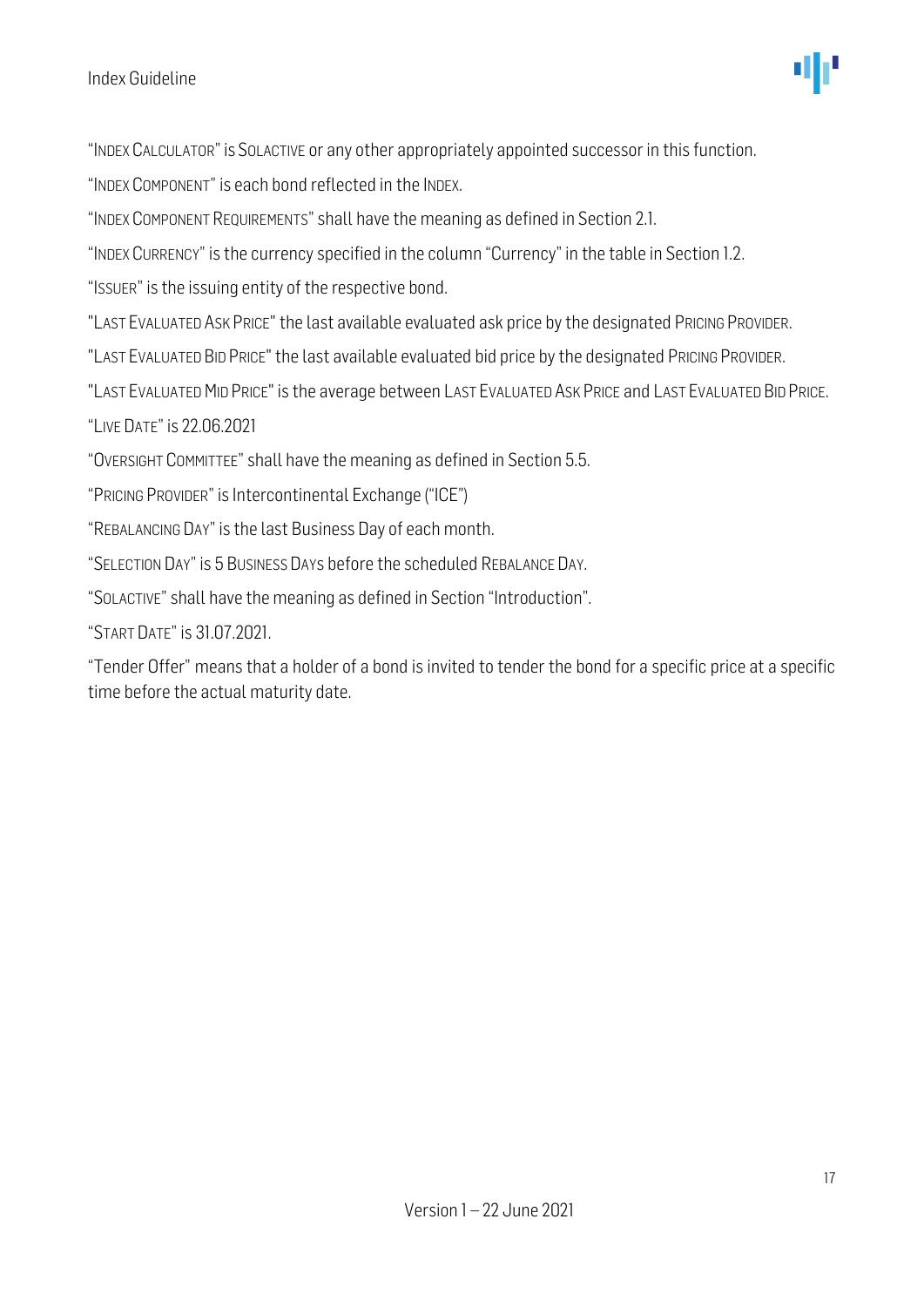"INDEX CALCULATOR" is SOLACTIVE or any other appropriately appointed successor in this function.

"INDEX COMPONENT" is each bond reflected in the INDEX.

"INDEX COMPONENT REQUIREMENTS" shall have the meaning as defined in Section 2.1.

"INDEX CURRENCY" is the currency specified in the column "Currency" in the table in Section 1.2.

"ISSUER" is the issuing entity of the respective bond.

"LAST EVALUATED ASK PRICE" the last available evaluated ask price by the designated PRICING PROVIDER.

"LAST EVALUATED BID PRICE" the last available evaluated bid price by the designated PRICING PROVIDER.

"LAST EVALUATED MID PRICE" is the average between LAST EVALUATED ASK PRICE and LAST EVALUATED BID PRICE.

"LIVE DATE" is 22.06.2021

"OVERSIGHT COMMITTEE" shall have the meaning as defined in Section 5.5.

"PRICING PROVIDER" is Intercontinental Exchange ("ICE")

"REBALANCING DAY" is the last Business Day of each month.

"SELECTION DAY" is 5 BUSINESS DAYS before the scheduled REBALANCE DAY.

"SOLACTIVE" shall have the meaning as defined in Section "Introduction".

"START DATE" is 31.07.2021.

"Tender Offer" means that a holder of a bond is invited to tender the bond for a specific price at a specific time before the actual maturity date.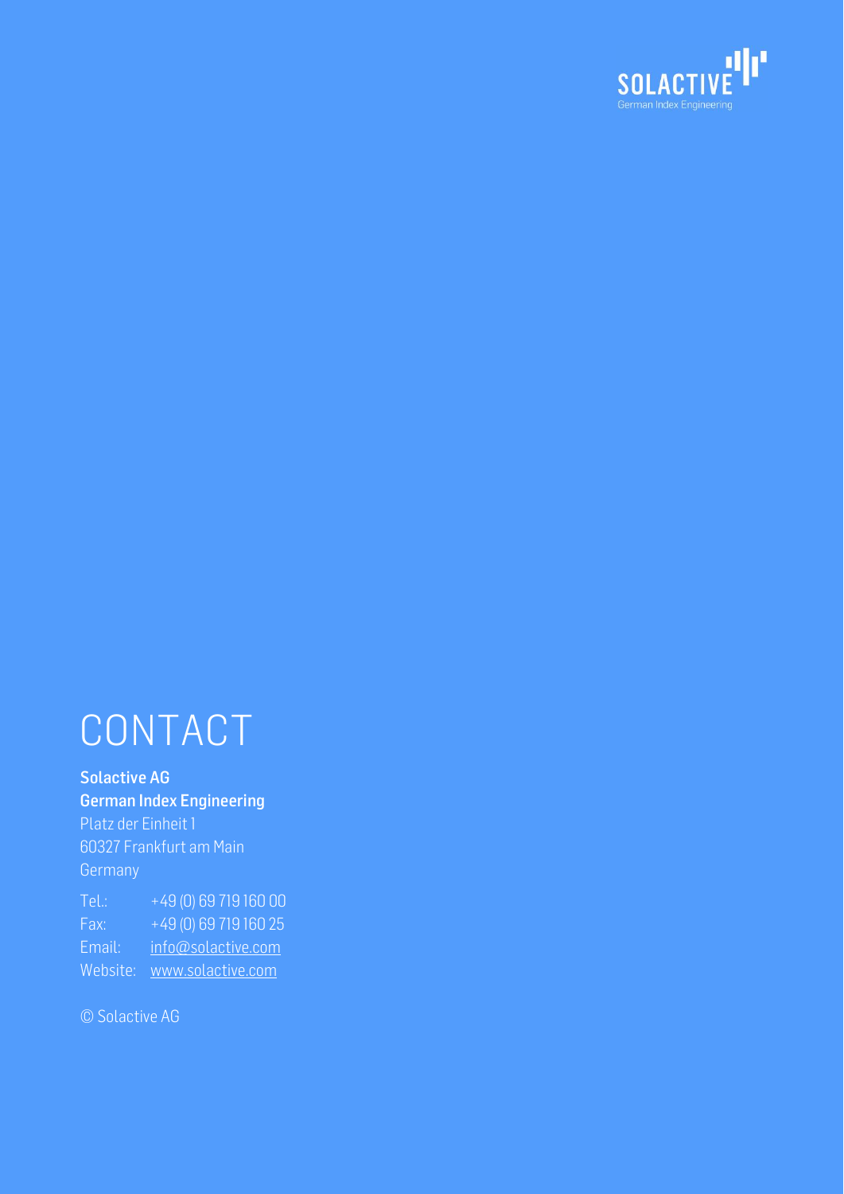# CONTACT

**Solactive AG**
**German Index Engineering**
Platz der Einheit 1
60327 Frankfurt am Main
Germany

Tel.: +49 (0) 69 719 160 00
Fax: +49 (0) 69 719 160 25
Email: info@solactive.com
Website: www.solactive.com

© Solactive AG